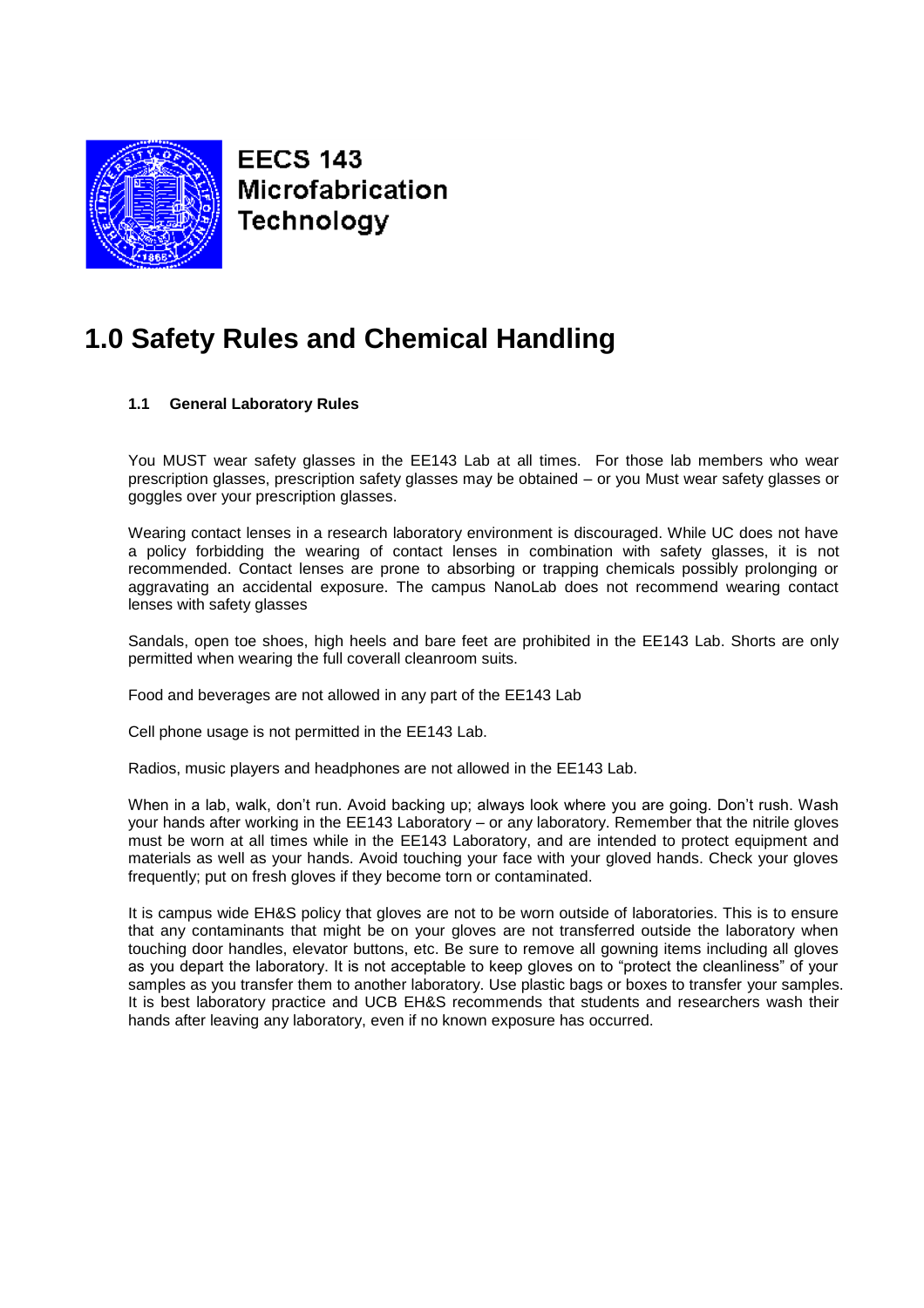**EECS 143 Microfabrication Technology**

# 1.0 Safety Rules and Chemical Handling

### 1.1 General Laboratory Rules

You MUST wear safety glasses in the EE143 Lab at all times. For those lab members who wear prescription glasses, prescription safety glasses may be obtained – or you Must wear safety glasses or goggles over your prescription glasses.

Wearing contact lenses in a research laboratory environment is discouraged. While UC does not have a policy forbidding the wearing of contact lenses in combination with safety glasses, it is not recommended. Contact lenses are prone to absorbing or trapping chemicals possibly prolonging or aggravating an accidental exposure. The campus NanoLab does not recommend wearing contact lenses with safety glasses

Sandals, open toe shoes, high heels and bare feet are prohibited in the EE143 Lab. Shorts are only permitted when wearing the full coverall cleanroom suits.

Food and beverages are not allowed in any part of the EE143 Lab

Cell phone usage is not permitted in the EE143 Lab.

Radios, music players and headphones are not allowed in the EE143 Lab.

When in a lab, walk, don't run. Avoid backing up; always look where you are going. Don't rush. Wash your hands after working in the EE143 Laboratory – or any laboratory. Remember that the nitrile gloves must be worn at all times while in the EE143 Laboratory, and are intended to protect equipment and materials as well as your hands. Avoid touching your face with your gloved hands. Check your gloves frequently; put on fresh gloves if they become torn or contaminated.

It is campus wide EH&S policy that gloves are not to be worn outside of laboratories. This is to ensure that any contaminants that might be on your gloves are not transferred outside the laboratory when touching door handles, elevator buttons, etc. Be sure to remove all gowning items including all gloves as you depart the laboratory. It is not acceptable to keep gloves on to "protect the cleanliness" of your samples as you transfer them to another laboratory. Use plastic bags or boxes to transfer your samples. It is best laboratory practice and UCB EH&S recommends that students and researchers wash their hands after leaving any laboratory, even if no known exposure has occurred.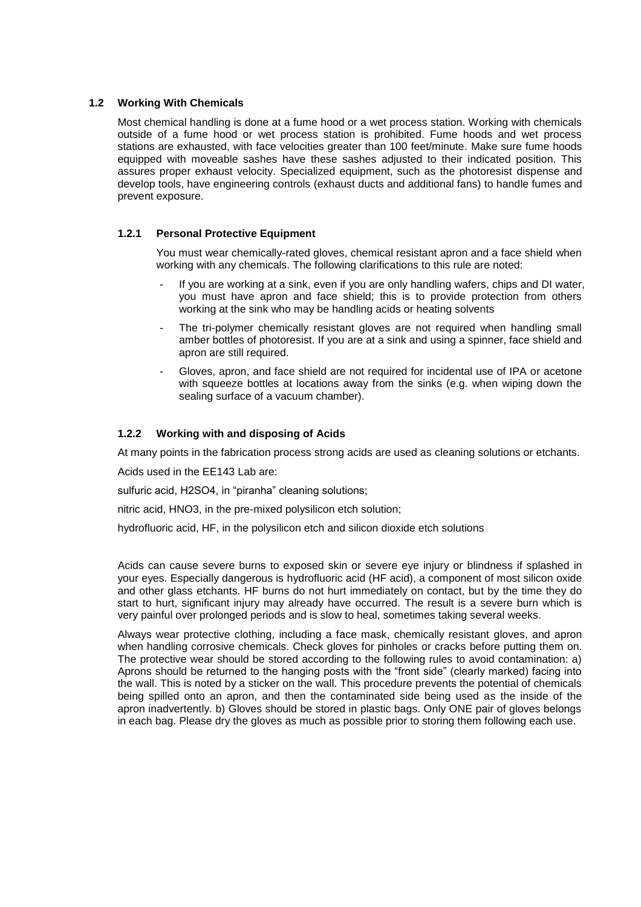## 1.2 Working With Chemicals

Most chemical handling is done at a fume hood or a wet process station. Working with chemicals outside of a fume hood or wet process station is prohibited. Fume hoods and wet process stations are exhausted, with face velocities greater than 100 feet/minute. Make sure fume hoods equipped with moveable sashes have these sashes adjusted to their indicated position. This assures proper exhaust velocity. Specialized equipment, such as the photoresist dispense and develop tools, have engineering controls (exhaust ducts and additional fans) to handle fumes and prevent exposure.

### 1.2.1 Personal Protective Equipment

You must wear chemically-rated gloves, chemical resistant apron and a face shield when working with any chemicals. The following clarifications to this rule are noted:

- If you are working at a sink, even if you are only handling wafers, chips and DI water, you must have apron and face shield; this is to provide protection from others working at the sink who may be handling acids or heating solvents
- The tri-polymer chemically resistant gloves are not required when handling small amber bottles of photoresist. If you are at a sink and using a spinner, face shield and apron are still required.
- Gloves, apron, and face shield are not required for incidental use of IPA or acetone with squeeze bottles at locations away from the sinks (e.g. when wiping down the sealing surface of a vacuum chamber).

### 1.2.2 Working with and disposing of Acids

At many points in the fabrication process strong acids are used as cleaning solutions or etchants.

Acids used in the EE143 Lab are:

sulfuric acid, $H_2SO_4$, in "piranha" cleaning solutions;

nitric acid, $HNO_3$, in the pre-mixed polysilicon etch solution;

hydrofluoric acid, HF, in the polysilicon etch and silicon dioxide etch solutions

Acids can cause severe burns to exposed skin or severe eye injury or blindness if splashed in your eyes. Especially dangerous is hydrofluoric acid (HF acid), a component of most silicon oxide and other glass etchants. HF burns do not hurt immediately on contact, but by the time they do start to hurt, significant injury may already have occurred. The result is a severe burn which is very painful over prolonged periods and is slow to heal, sometimes taking several weeks.

Always wear protective clothing, including a face mask, chemically resistant gloves, and apron when handling corrosive chemicals. Check gloves for pinholes or cracks before putting them on. The protective wear should be stored according to the following rules to avoid contamination: a) Aprons should be returned to the hanging posts with the "front side" (clearly marked) facing into the wall. This is noted by a sticker on the wall. This procedure prevents the potential of chemicals being spilled onto an apron, and then the contaminated side being used as the inside of the apron inadvertently. b) Gloves should be stored in plastic bags. Only ONE pair of gloves belongs in each bag. Please dry the gloves as much as possible prior to storing them following each use.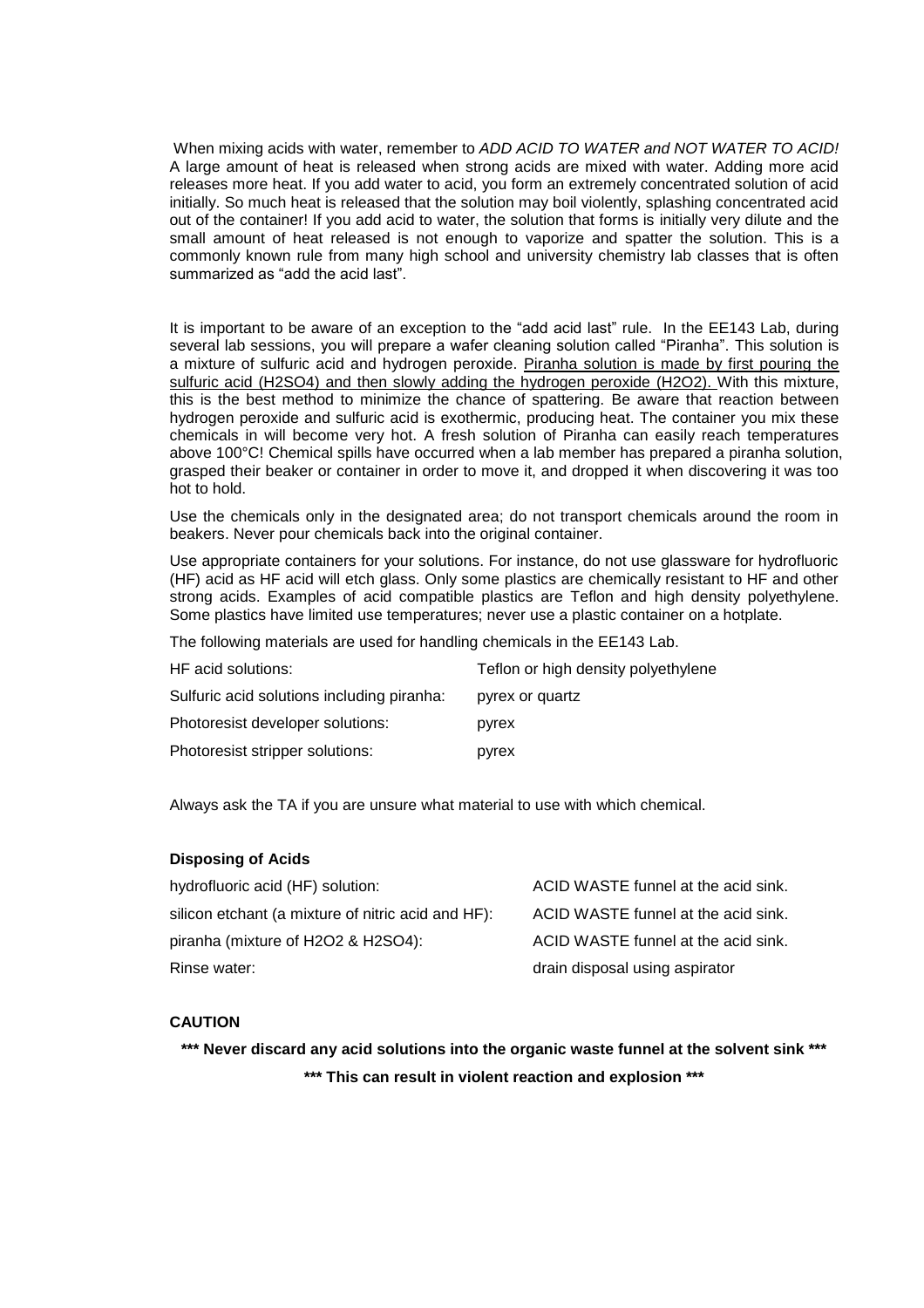When mixing acids with water, remember to *ADD ACID TO WATER and NOT WATER TO ACID!* A large amount of heat is released when strong acids are mixed with water. Adding more acid releases more heat. If you add water to acid, you form an extremely concentrated solution of acid initially. So much heat is released that the solution may boil violently, splashing concentrated acid out of the container! If you add acid to water, the solution that forms is initially very dilute and the small amount of heat released is not enough to vaporize and spatter the solution. This is a commonly known rule from many high school and university chemistry lab classes that is often summarized as "add the acid last".

It is important to be aware of an exception to the "add acid last" rule. In the EE143 Lab, during several lab sessions, you will prepare a wafer cleaning solution called "Piranha". This solution is a mixture of sulfuric acid and hydrogen peroxide. <u>Piranha solution is made by first pouring the sulfuric acid ($H_2SO_4$) and then slowly adding the hydrogen peroxide ($H_2O_2$).</u> With this mixture, this is the best method to minimize the chance of spattering. Be aware that reaction between hydrogen peroxide and sulfuric acid is exothermic, producing heat. The container you mix these chemicals in will become very hot. A fresh solution of Piranha can easily reach temperatures above 100°C! Chemical spills have occurred when a lab member has prepared a piranha solution, grasped their beaker or container in order to move it, and dropped it when discovering it was too hot to hold.

Use the chemicals only in the designated area; do not transport chemicals around the room in beakers. Never pour chemicals back into the original container.

Use appropriate containers for your solutions. For instance, do not use glassware for hydrofluoric (HF) acid as HF acid will etch glass. Only some plastics are chemically resistant to HF and other strong acids. Examples of acid compatible plastics are Teflon and high density polyethylene. Some plastics have limited use temperatures; never use a plastic container on a hotplate.

The following materials are used for handling chemicals in the EE143 Lab.

| | |
|---|---|
| HF acid solutions: | Teflon or high density polyethylene |
| Sulfuric acid solutions including piranha: | pyrex or quartz |
| Photoresist developer solutions: | pyrex |
| Photoresist stripper solutions: | pyrex |

Always ask the TA if you are unsure what material to use with which chemical.

**Disposing of Acids**

| | |
|---|---|
| hydrofluoric acid (HF) solution: | ACID WASTE funnel at the acid sink. |
| silicon etchant (a mixture of nitric acid and HF): | ACID WASTE funnel at the acid sink. |
| piranha (mixture of $H_2O_2$ & $H_2SO_4$): | ACID WASTE funnel at the acid sink. |
| Rinse water: | drain disposal using aspirator |

**CAUTION**

**\*\*\* Never discard any acid solutions into the organic waste funnel at the solvent sink \*\*\***

**\*\*\* This can result in violent reaction and explosion \*\*\***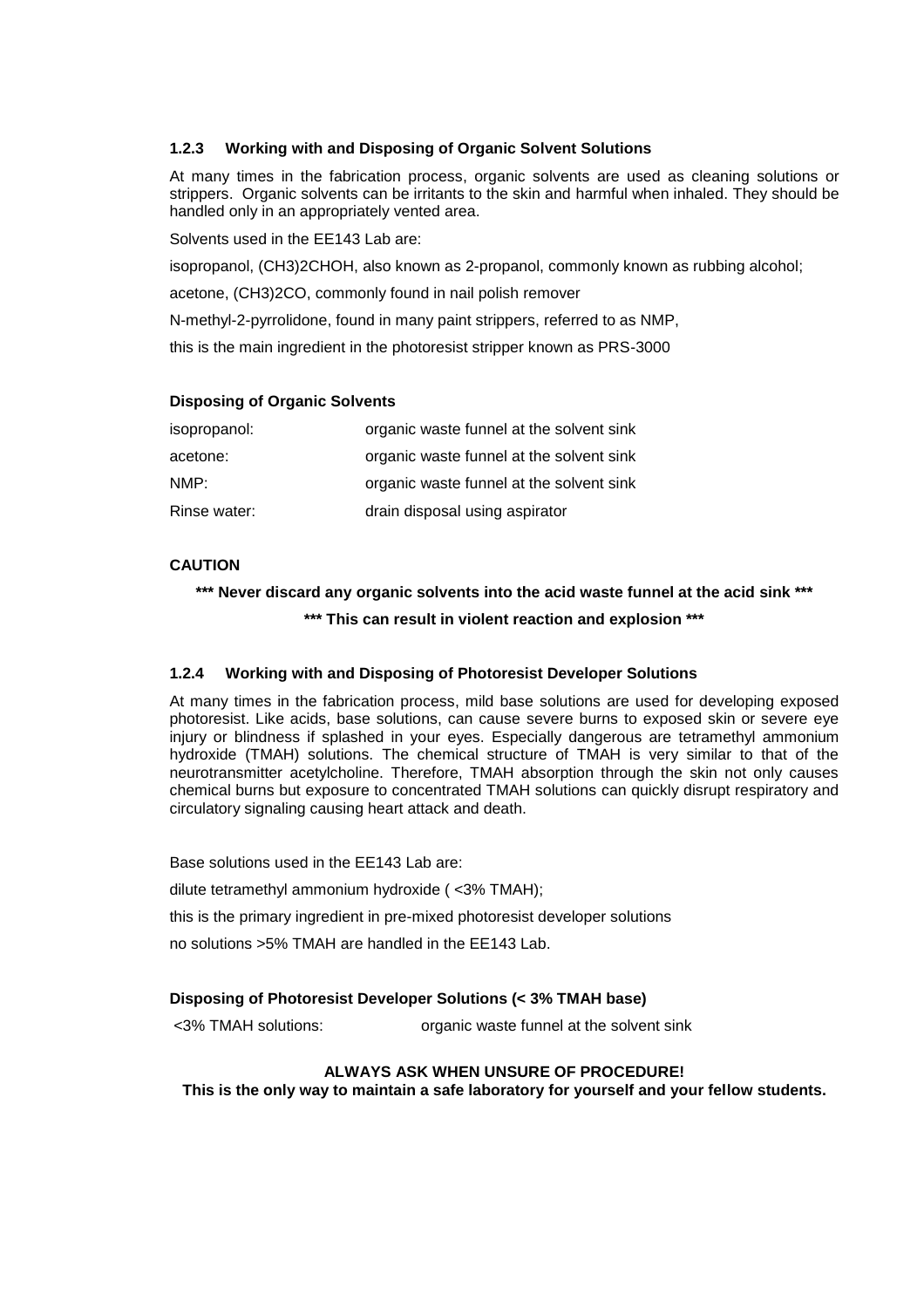### 1.2.3 Working with and Disposing of Organic Solvent Solutions

At many times in the fabrication process, organic solvents are used as cleaning solutions or strippers. Organic solvents can be irritants to the skin and harmful when inhaled. They should be handled only in an appropriately vented area.

Solvents used in the EE143 Lab are:

isopropanol, $(CH_3)_2CHOH$, also known as 2-propanol, commonly known as rubbing alcohol;

acetone, $(CH_3)_2CO$, commonly found in nail polish remover

N-methyl-2-pyrrolidone, found in many paint strippers, referred to as NMP,

this is the main ingredient in the photoresist stripper known as PRS-3000

#### Disposing of Organic Solvents

| | |
|---|---|
| isopropanol: | organic waste funnel at the solvent sink |
| acetone: | organic waste funnel at the solvent sink |
| NMP: | organic waste funnel at the solvent sink |
| Rinse water: | drain disposal using aspirator |

**CAUTION**

**\*\*\* Never discard any organic solvents into the acid waste funnel at the acid sink \*\*\***

**\*\*\* This can result in violent reaction and explosion \*\*\***

### 1.2.4 Working with and Disposing of Photoresist Developer Solutions

At many times in the fabrication process, mild base solutions are used for developing exposed photoresist. Like acids, base solutions, can cause severe burns to exposed skin or severe eye injury or blindness if splashed in your eyes. Especially dangerous are tetramethyl ammonium hydroxide (TMAH) solutions. The chemical structure of TMAH is very similar to that of the neurotransmitter acetylcholine. Therefore, TMAH absorption through the skin not only causes chemical burns but exposure to concentrated TMAH solutions can quickly disrupt respiratory and circulatory signaling causing heart attack and death.

Base solutions used in the EE143 Lab are:

dilute tetramethyl ammonium hydroxide ( <3% TMAH);

this is the primary ingredient in pre-mixed photoresist developer solutions

no solutions >5% TMAH are handled in the EE143 Lab.

#### Disposing of Photoresist Developer Solutions (< 3% TMAH base)

| | |
|---|---|
| <3% TMAH solutions: | organic waste funnel at the solvent sink |

**ALWAYS ASK WHEN UNSURE OF PROCEDURE!**
**This is the only way to maintain a safe laboratory for yourself and your fellow students.**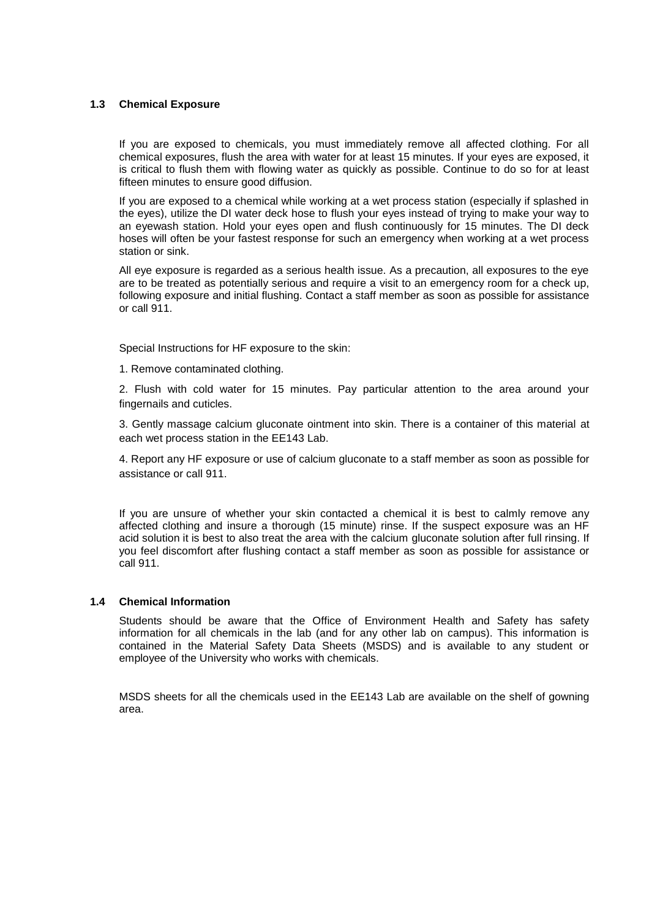### 1.3 Chemical Exposure

If you are exposed to chemicals, you must immediately remove all affected clothing. For all chemical exposures, flush the area with water for at least 15 minutes. If your eyes are exposed, it is critical to flush them with flowing water as quickly as possible. Continue to do so for at least fifteen minutes to ensure good diffusion.

If you are exposed to a chemical while working at a wet process station (especially if splashed in the eyes), utilize the DI water deck hose to flush your eyes instead of trying to make your way to an eyewash station. Hold your eyes open and flush continuously for 15 minutes. The DI deck hoses will often be your fastest response for such an emergency when working at a wet process station or sink.

All eye exposure is regarded as a serious health issue. As a precaution, all exposures to the eye are to be treated as potentially serious and require a visit to an emergency room for a check up, following exposure and initial flushing. Contact a staff member as soon as possible for assistance or call 911.

Special Instructions for HF exposure to the skin:

1. Remove contaminated clothing.

2. Flush with cold water for 15 minutes. Pay particular attention to the area around your fingernails and cuticles.

3. Gently massage calcium gluconate ointment into skin. There is a container of this material at each wet process station in the EE143 Lab.

4. Report any HF exposure or use of calcium gluconate to a staff member as soon as possible for assistance or call 911.

If you are unsure of whether your skin contacted a chemical it is best to calmly remove any affected clothing and insure a thorough (15 minute) rinse. If the suspect exposure was an HF acid solution it is best to also treat the area with the calcium gluconate solution after full rinsing. If you feel discomfort after flushing contact a staff member as soon as possible for assistance or call 911.

### 1.4 Chemical Information

Students should be aware that the Office of Environment Health and Safety has safety information for all chemicals in the lab (and for any other lab on campus). This information is contained in the Material Safety Data Sheets (MSDS) and is available to any student or employee of the University who works with chemicals.

MSDS sheets for all the chemicals used in the EE143 Lab are available on the shelf of gowning area.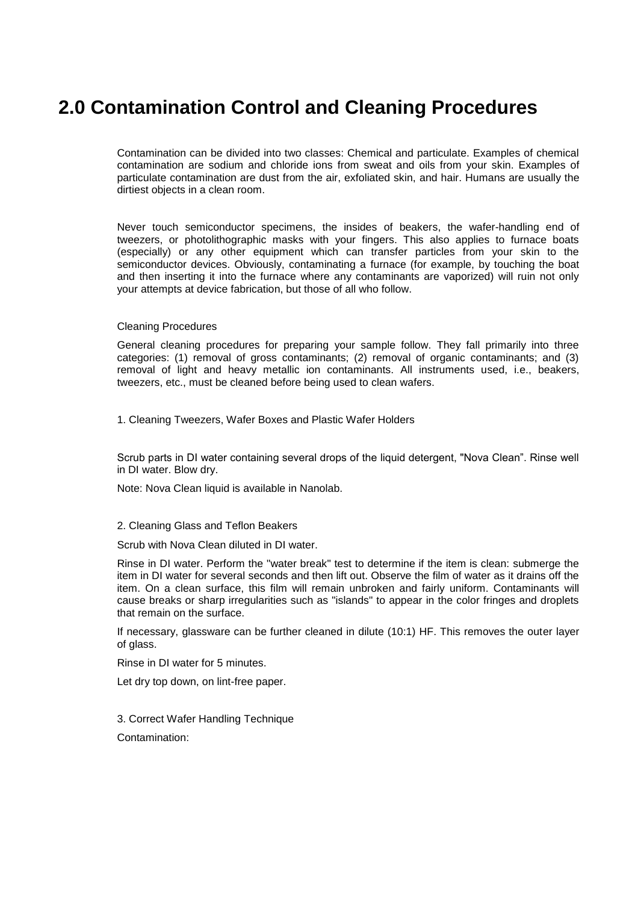# 2.0 Contamination Control and Cleaning Procedures

Contamination can be divided into two classes: Chemical and particulate. Examples of chemical contamination are sodium and chloride ions from sweat and oils from your skin. Examples of particulate contamination are dust from the air, exfoliated skin, and hair. Humans are usually the dirtiest objects in a clean room.

Never touch semiconductor specimens, the insides of beakers, the wafer-handling end of tweezers, or photolithographic masks with your fingers. This also applies to furnace boats (especially) or any other equipment which can transfer particles from your skin to the semiconductor devices. Obviously, contaminating a furnace (for example, by touching the boat and then inserting it into the furnace where any contaminants are vaporized) will ruin not only your attempts at device fabrication, but those of all who follow.

Cleaning Procedures

General cleaning procedures for preparing your sample follow. They fall primarily into three categories: (1) removal of gross contaminants; (2) removal of organic contaminants; and (3) removal of light and heavy metallic ion contaminants. All instruments used, i.e., beakers, tweezers, etc., must be cleaned before being used to clean wafers.

1. Cleaning Tweezers, Wafer Boxes and Plastic Wafer Holders

Scrub parts in DI water containing several drops of the liquid detergent, "Nova Clean". Rinse well in DI water. Blow dry.

Note: Nova Clean liquid is available in Nanolab.

2. Cleaning Glass and Teflon Beakers

Scrub with Nova Clean diluted in DI water.

Rinse in DI water. Perform the "water break" test to determine if the item is clean: submerge the item in DI water for several seconds and then lift out. Observe the film of water as it drains off the item. On a clean surface, this film will remain unbroken and fairly uniform. Contaminants will cause breaks or sharp irregularities such as "islands" to appear in the color fringes and droplets that remain on the surface.

If necessary, glassware can be further cleaned in dilute (10:1) HF. This removes the outer layer of glass.

Rinse in DI water for 5 minutes.

Let dry top down, on lint-free paper.

3. Correct Wafer Handling Technique

Contamination: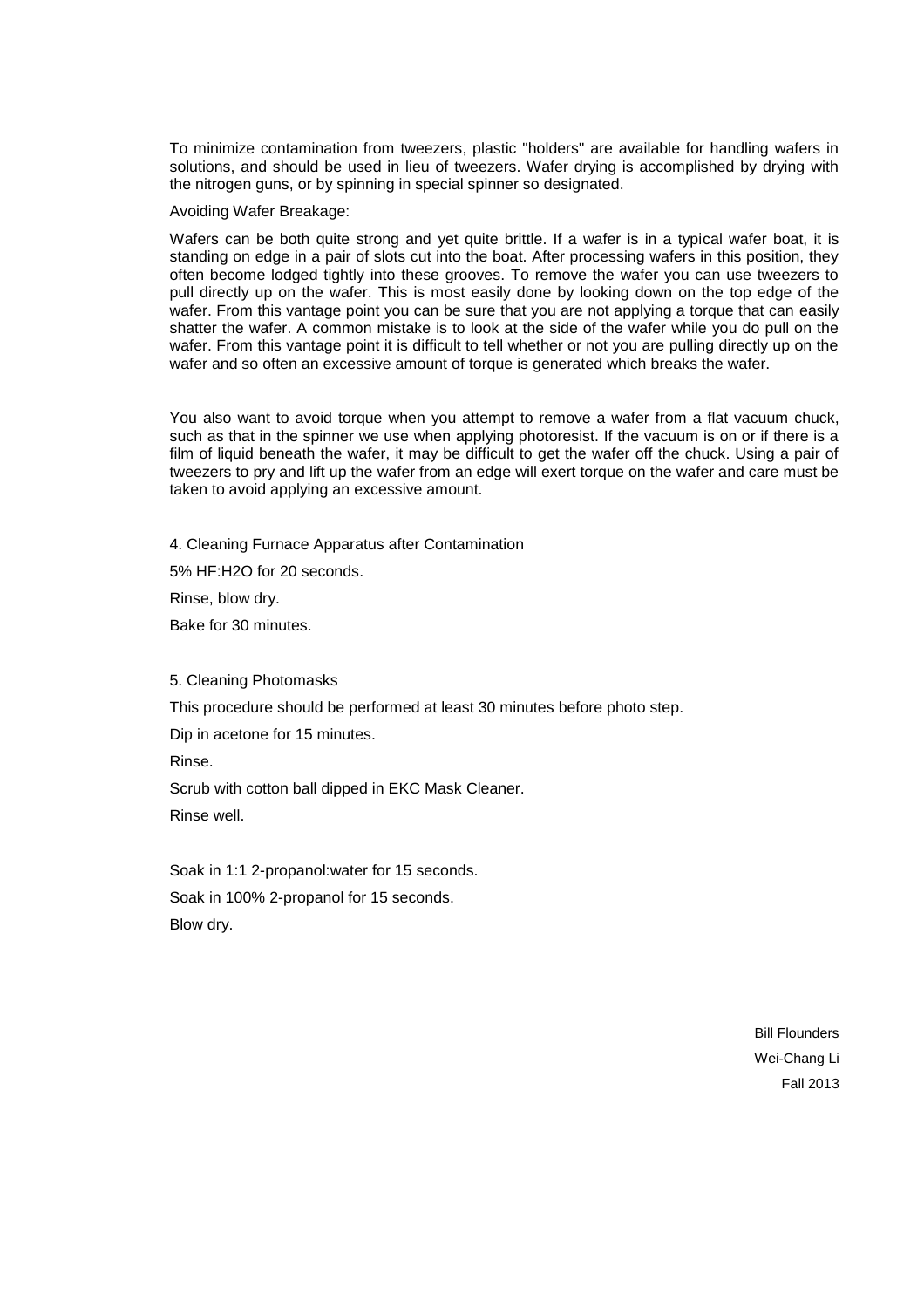To minimize contamination from tweezers, plastic "holders" are available for handling wafers in solutions, and should be used in lieu of tweezers. Wafer drying is accomplished by drying with the nitrogen guns, or by spinning in special spinner so designated.

Avoiding Wafer Breakage:

Wafers can be both quite strong and yet quite brittle. If a wafer is in a typical wafer boat, it is standing on edge in a pair of slots cut into the boat. After processing wafers in this position, they often become lodged tightly into these grooves. To remove the wafer you can use tweezers to pull directly up on the wafer. This is most easily done by looking down on the top edge of the wafer. From this vantage point you can be sure that you are not applying a torque that can easily shatter the wafer. A common mistake is to look at the side of the wafer while you do pull on the wafer. From this vantage point it is difficult to tell whether or not you are pulling directly up on the wafer and so often an excessive amount of torque is generated which breaks the wafer.

You also want to avoid torque when you attempt to remove a wafer from a flat vacuum chuck, such as that in the spinner we use when applying photoresist. If the vacuum is on or if there is a film of liquid beneath the wafer, it may be difficult to get the wafer off the chuck. Using a pair of tweezers to pry and lift up the wafer from an edge will exert torque on the wafer and care must be taken to avoid applying an excessive amount.

## 4. Cleaning Furnace Apparatus after Contamination

5% HF:$H_2O$ for 20 seconds.

Rinse, blow dry.

Bake for 30 minutes.

## 5. Cleaning Photomasks

This procedure should be performed at least 30 minutes before photo step.

Dip in acetone for 15 minutes.

Rinse.

Scrub with cotton ball dipped in EKC Mask Cleaner.

Rinse well.

Soak in 1:1 2-propanol:water for 15 seconds.

Soak in 100% 2-propanol for 15 seconds.

Blow dry.

Bill Flounders
Wei-Chang Li
Fall 2013